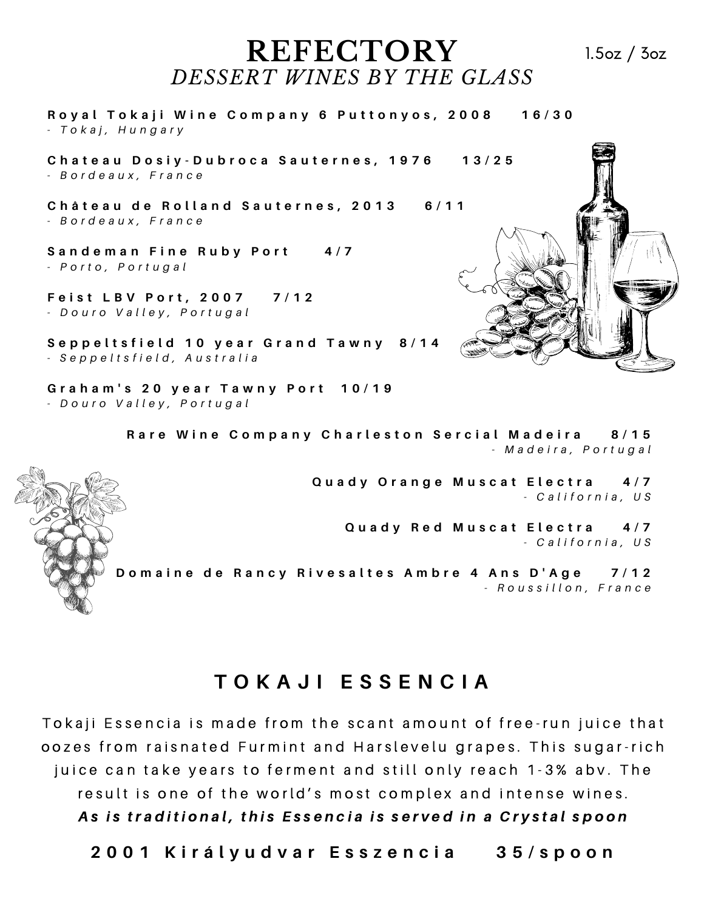# REFECTORY

## *DESSERT WINES BY THE GLASS*

1.5oz / 3oz

**Royal Tokaji Wine Company 6 Puttonyos, 2008 16/30**
*- Tokaj, Hungary*

**Chateau Dosiy-Dubroca Sauternes, 1976 13/25**
*- Bordeaux, France*

**Château de Rolland Sauternes, 2013 6/11**
*- Bordeaux, France*

**Sandeman Fine Ruby Port 4/7**
*- Porto, Portugal*

**Feist LBV Port, 2007 7/12**
*- Douro Valley, Portugal*

**Seppeltsfield 10 year Grand Tawny 8/14**
*- Seppeltsfield, Australia*

**Graham's 20 year Tawny Port 10/19**
*- Douro Valley, Portugal*

**Rare Wine Company Charleston Sercial Madeira 8/15**
*- Madeira, Portugal*

**Quady Orange Muscat Electra 4/7**
*- California, US*

**Quady Red Muscat Electra 4/7**
*- California, US*

**Domaine de Rancy Rivesaltes Ambre 4 Ans D'Age 7/12**
*- Roussillon, France*

## TOKAJI ESSENCIA

Tokaji Essencia is made from the scant amount of free-run juice that oozes from raisnated Furmint and Harslevelu grapes. This sugar-rich juice can take years to ferment and still only reach 1-3% abv. The result is one of the world's most complex and intense wines.
***As is traditional, this Essencia is served in a Crystal spoon***

**2001 Királyudvar Esszencia 35/spoon**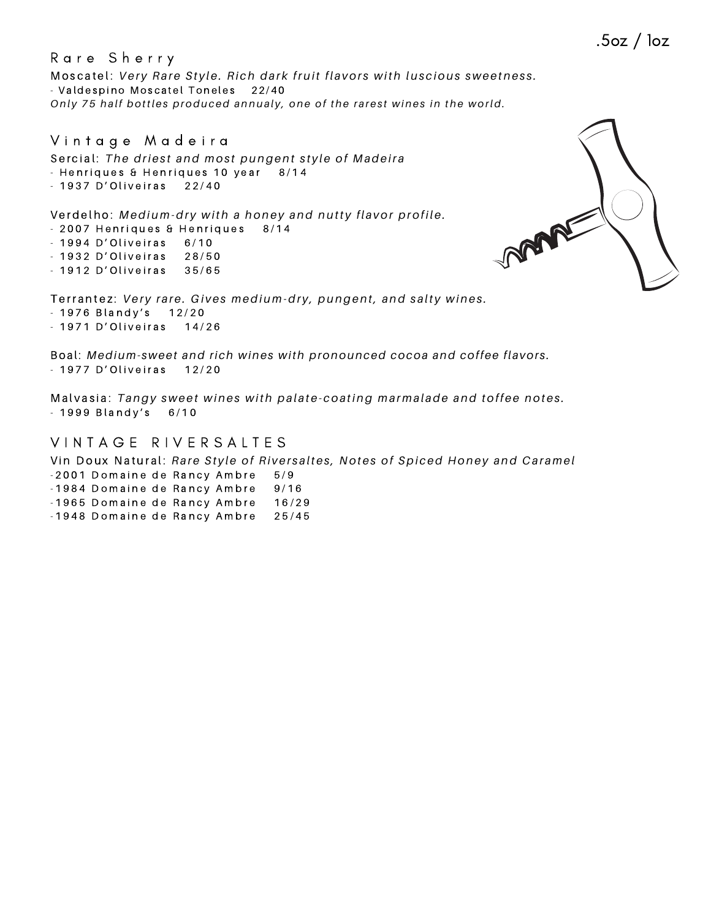.5oz / 1oz

## Rare Sherry

Moscatel: *Very Rare Style. Rich dark fruit flavors with luscious sweetness.*
- Valdespino Moscatel Toneles 22/40

*Only 75 half bottles produced annualy, one of the rarest wines in the world.*

## Vintage Madeira

Sercial: *The driest and most pungent style of Madeira*
- Henriques & Henriques 10 year 8/14
- 1937 D'Oliveiras 22/40

Verdelho: *Medium-dry with a honey and nutty flavor profile.*
- 2007 Henriques & Henriques 8/14
- 1994 D'Oliveiras 6/10
- 1932 D'Oliveiras 28/50
- 1912 D'Oliveiras 35/65

Terrantez: *Very rare. Gives medium-dry, pungent, and salty wines.*
- 1976 Blandy's 12/20
- 1971 D'Oliveiras 14/26

Boal: *Medium-sweet and rich wines with pronounced cocoa and coffee flavors.*
- 1977 D'Oliveiras 12/20

Malvasia: *Tangy sweet wines with palate-coating marmalade and toffee notes.*
- 1999 Blandy's 6/10

## VINTAGE RIVERSALTES

Vin Doux Natural: *Rare Style of Riversaltes, Notes of Spiced Honey and Caramel*
- 2001 Domaine de Rancy Ambre 5/9
- 1984 Domaine de Rancy Ambre 9/16
- 1965 Domaine de Rancy Ambre 16/29
- 1948 Domaine de Rancy Ambre 25/45